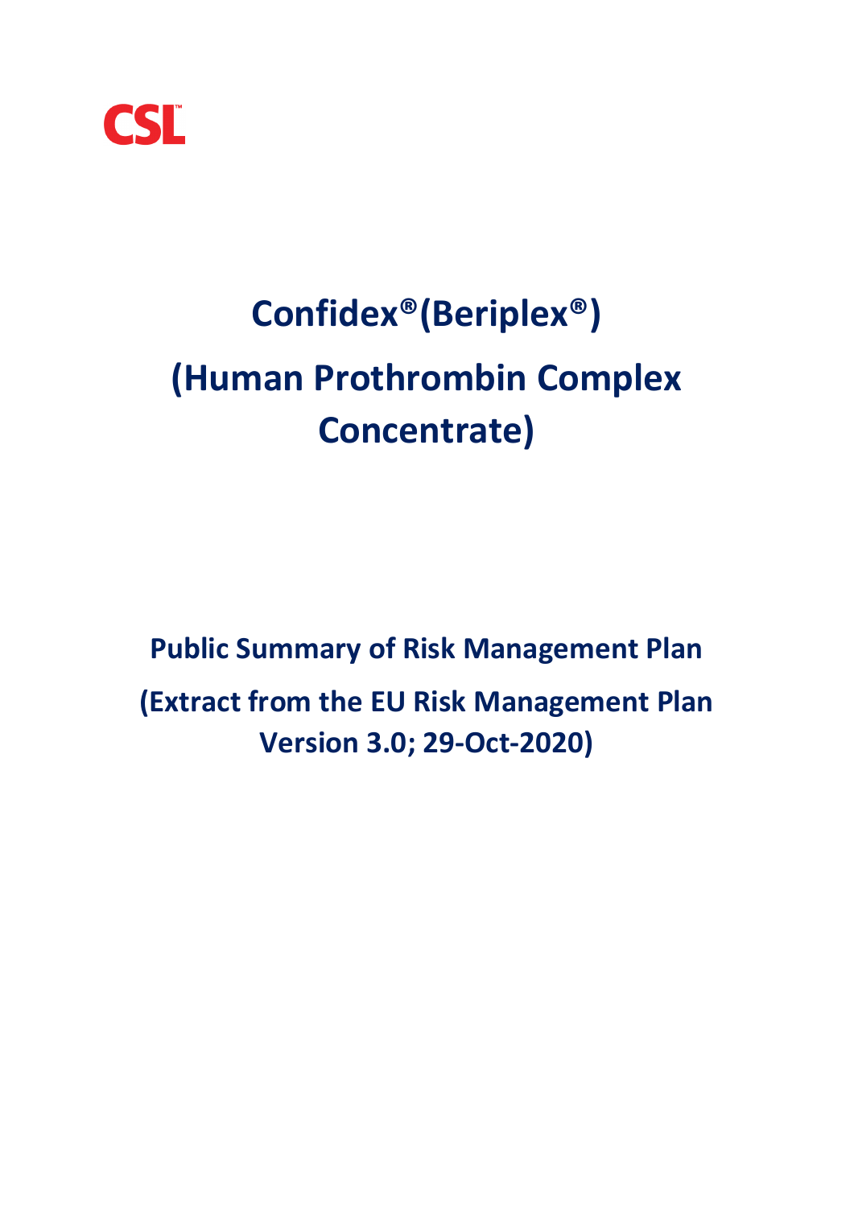CSL™

# Confidex®(Beriplex®)

# (Human Prothrombin Complex Concentrate)

## Public Summary of Risk Management Plan

## (Extract from the EU Risk Management Plan Version 3.0; 29-Oct-2020)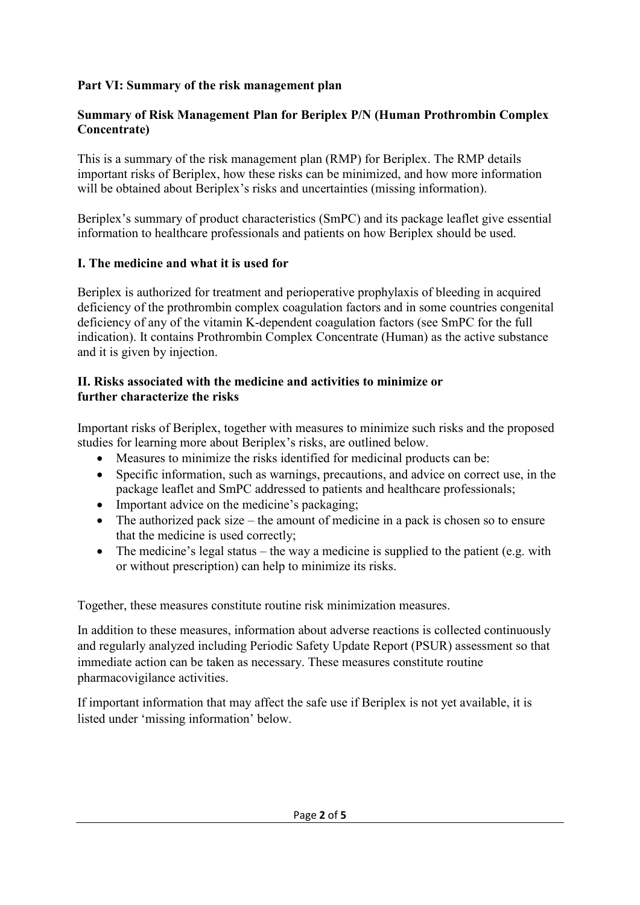**Part VI: Summary of the risk management plan**

**Summary of Risk Management Plan for Beriplex P/N (Human Prothrombin Complex Concentrate)**

This is a summary of the risk management plan (RMP) for Beriplex. The RMP details important risks of Beriplex, how these risks can be minimized, and how more information will be obtained about Beriplex's risks and uncertainties (missing information).

Beriplex's summary of product characteristics (SmPC) and its package leaflet give essential information to healthcare professionals and patients on how Beriplex should be used.

**I. The medicine and what it is used for**

Beriplex is authorized for treatment and perioperative prophylaxis of bleeding in acquired deficiency of the prothrombin complex coagulation factors and in some countries congenital deficiency of any of the vitamin K-dependent coagulation factors (see SmPC for the full indication). It contains Prothrombin Complex Concentrate (Human) as the active substance and it is given by injection.

**II. Risks associated with the medicine and activities to minimize or further characterize the risks**

Important risks of Beriplex, together with measures to minimize such risks and the proposed studies for learning more about Beriplex's risks, are outlined below.

- Measures to minimize the risks identified for medicinal products can be:
- Specific information, such as warnings, precautions, and advice on correct use, in the package leaflet and SmPC addressed to patients and healthcare professionals;
- Important advice on the medicine's packaging;
- The authorized pack size – the amount of medicine in a pack is chosen so to ensure that the medicine is used correctly;
- The medicine's legal status – the way a medicine is supplied to the patient (e.g. with or without prescription) can help to minimize its risks.

Together, these measures constitute routine risk minimization measures.

In addition to these measures, information about adverse reactions is collected continuously and regularly analyzed including Periodic Safety Update Report (PSUR) assessment so that immediate action can be taken as necessary. These measures constitute routine pharmacovigilance activities.

If important information that may affect the safe use if Beriplex is not yet available, it is listed under 'missing information' below.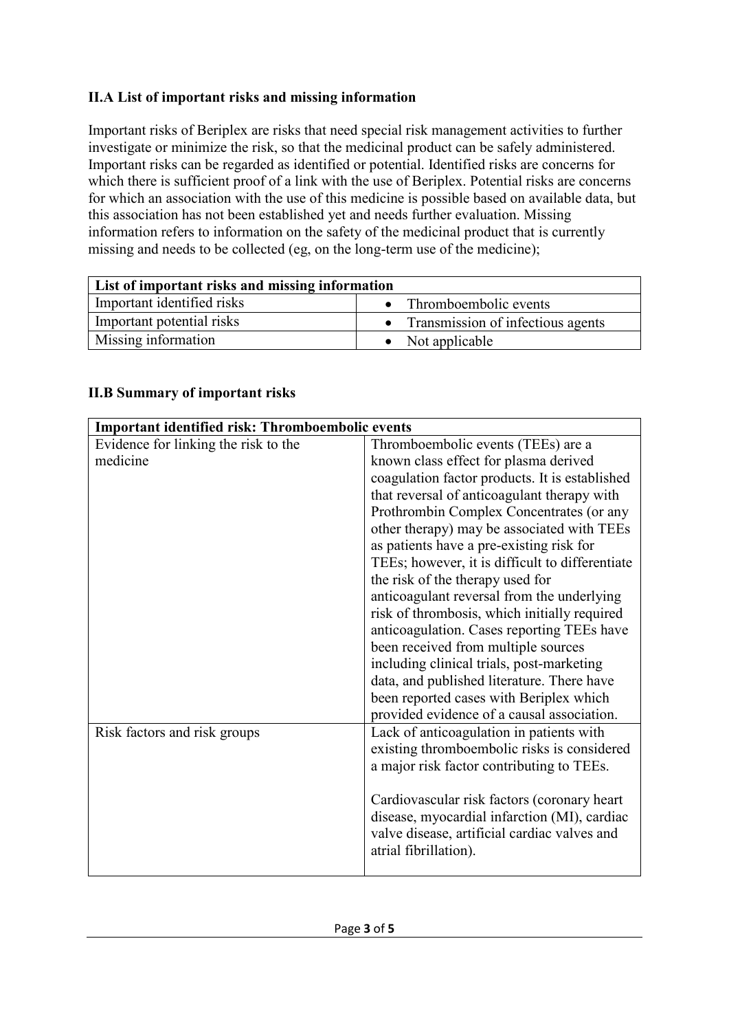## II.A List of important risks and missing information

Important risks of Beriplex are risks that need special risk management activities to further investigate or minimize the risk, so that the medicinal product can be safely administered. Important risks can be regarded as identified or potential. Identified risks are concerns for which there is sufficient proof of a link with the use of Beriplex. Potential risks are concerns for which an association with the use of this medicine is possible based on available data, but this association has not been established yet and needs further evaluation. Missing information refers to information on the safety of the medicinal product that is currently missing and needs to be collected (eg, on the long-term use of the medicine);

| List of important risks and missing information | |
|---|---|
| Important identified risks | • Thromboembolic events |
| Important potential risks | • Transmission of infectious agents |
| Missing information | • Not applicable |

## II.B Summary of important risks

| Important identified risk: Thromboembolic events | |
|---|---|
| Evidence for linking the risk to the medicine | Thromboembolic events (TEEs) are a known class effect for plasma derived coagulation factor products. It is established that reversal of anticoagulant therapy with Prothrombin Complex Concentrates (or any other therapy) may be associated with TEEs as patients have a pre-existing risk for TEEs; however, it is difficult to differentiate the risk of the therapy used for anticoagulant reversal from the underlying risk of thrombosis, which initially required anticoagulation. Cases reporting TEEs have been received from multiple sources including clinical trials, post-marketing data, and published literature. There have been reported cases with Beriplex which provided evidence of a causal association. |
| Risk factors and risk groups | Lack of anticoagulation in patients with existing thromboembolic risks is considered a major risk factor contributing to TEEs.<br><br>Cardiovascular risk factors (coronary heart disease, myocardial infarction (MI), cardiac valve disease, artificial cardiac valves and atrial fibrillation). |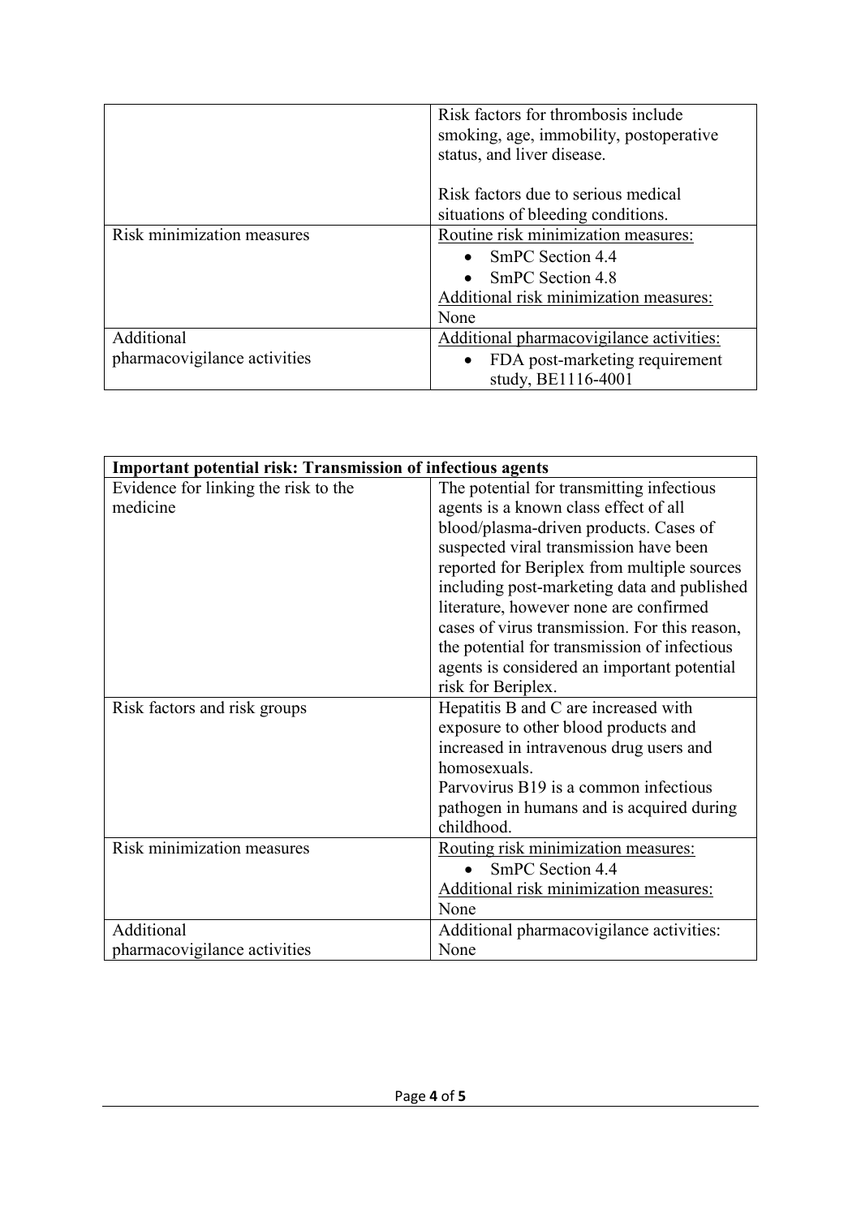|  |  |
|---|---|
|  | Risk factors for thrombosis include smoking, age, immobility, postoperative status, and liver disease.<br><br>Risk factors due to serious medical situations of bleeding conditions. |
| Risk minimization measures | Routine risk minimization measures:<br>• SmPC Section 4.4<br>• SmPC Section 4.8<br>Additional risk minimization measures:<br>None |
| Additional pharmacovigilance activities | Additional pharmacovigilance activities:<br>• FDA post-marketing requirement study, BE1116-4001 |

| **Important potential risk: Transmission of infectious agents** |  |
|---|---|
| Evidence for linking the risk to the medicine | The potential for transmitting infectious agents is a known class effect of all blood/plasma-driven products. Cases of suspected viral transmission have been reported for Beriplex from multiple sources including post-marketing data and published literature, however none are confirmed cases of virus transmission. For this reason, the potential for transmission of infectious agents is considered an important potential risk for Beriplex. |
| Risk factors and risk groups | Hepatitis B and C are increased with exposure to other blood products and increased in intravenous drug users and homosexuals.<br>Parvovirus B19 is a common infectious pathogen in humans and is acquired during childhood. |
| Risk minimization measures | Routing risk minimization measures:<br>• SmPC Section 4.4<br>Additional risk minimization measures:<br>None |
| Additional pharmacovigilance activities | Additional pharmacovigilance activities:<br>None |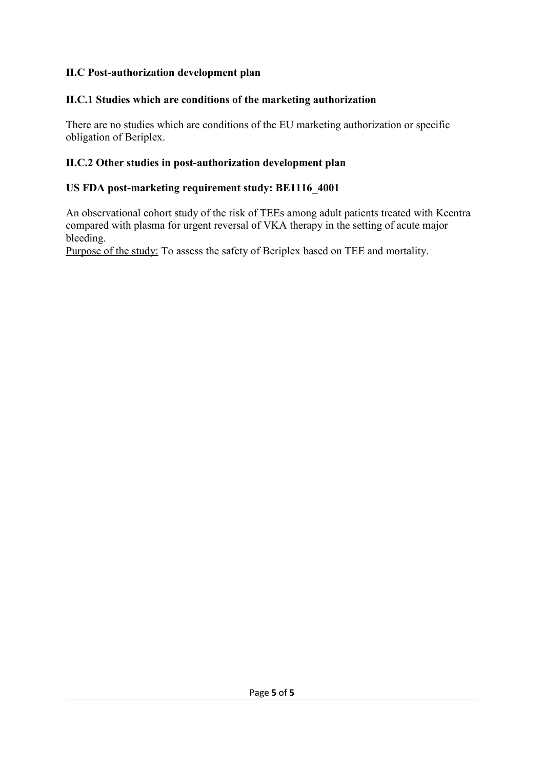## II.C Post-authorization development plan

### II.C.1 Studies which are conditions of the marketing authorization

There are no studies which are conditions of the EU marketing authorization or specific obligation of Beriplex.

### II.C.2 Other studies in post-authorization development plan

**US FDA post-marketing requirement study: BE1116_4001**

An observational cohort study of the risk of TEEs among adult patients treated with Kcentra compared with plasma for urgent reversal of VKA therapy in the setting of acute major bleeding.

Purpose of the study: To assess the safety of Beriplex based on TEE and mortality.